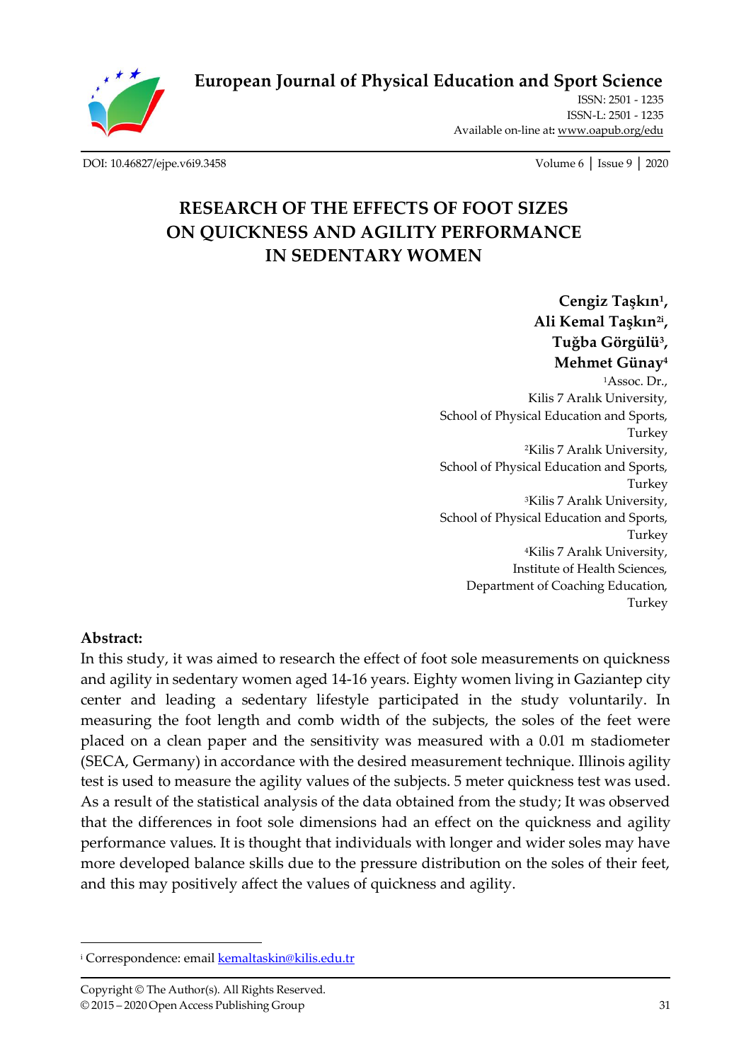# RESEARCH OF THE EFFECTS OF FOOT SIZES ON QUICKNESS AND AGILITY PERFORMANCE IN SEDENTARY WOMEN

**Cengiz Taşkın[1], Ali Kemal Taşkın[2i], Tuğba Görgülü[3], Mehmet Günay[4]**

[1]Assoc. Dr., Kilis 7 Aralık University, School of Physical Education and Sports, Turkey

[2]Kilis 7 Aralık University, School of Physical Education and Sports, Turkey

[3]Kilis 7 Aralık University, School of Physical Education and Sports, Turkey

[4]Kilis 7 Aralık University, Institute of Health Sciences, Department of Coaching Education, Turkey

## Abstract:

In this study, it was aimed to research the effect of foot sole measurements on quickness and agility in sedentary women aged 14-16 years. Eighty women living in Gaziantep city center and leading a sedentary lifestyle participated in the study voluntarily. In measuring the foot length and comb width of the subjects, the soles of the feet were placed on a clean paper and the sensitivity was measured with a 0.01 m stadiometer (SECA, Germany) in accordance with the desired measurement technique. Illinois agility test is used to measure the agility values of the subjects. 5 meter quickness test was used. As a result of the statistical analysis of the data obtained from the study; It was observed that the differences in foot sole dimensions had an effect on the quickness and agility performance values. It is thought that individuals with longer and wider soles may have more developed balance skills due to the pressure distribution on the soles of their feet, and this may positively affect the values of quickness and agility.

---

[i] Correspondence: email kemaltaskin@kilis.edu.tr

Copyright © The Author(s). All Rights Reserved.
© 2015 – 2020 Open Access Publishing Group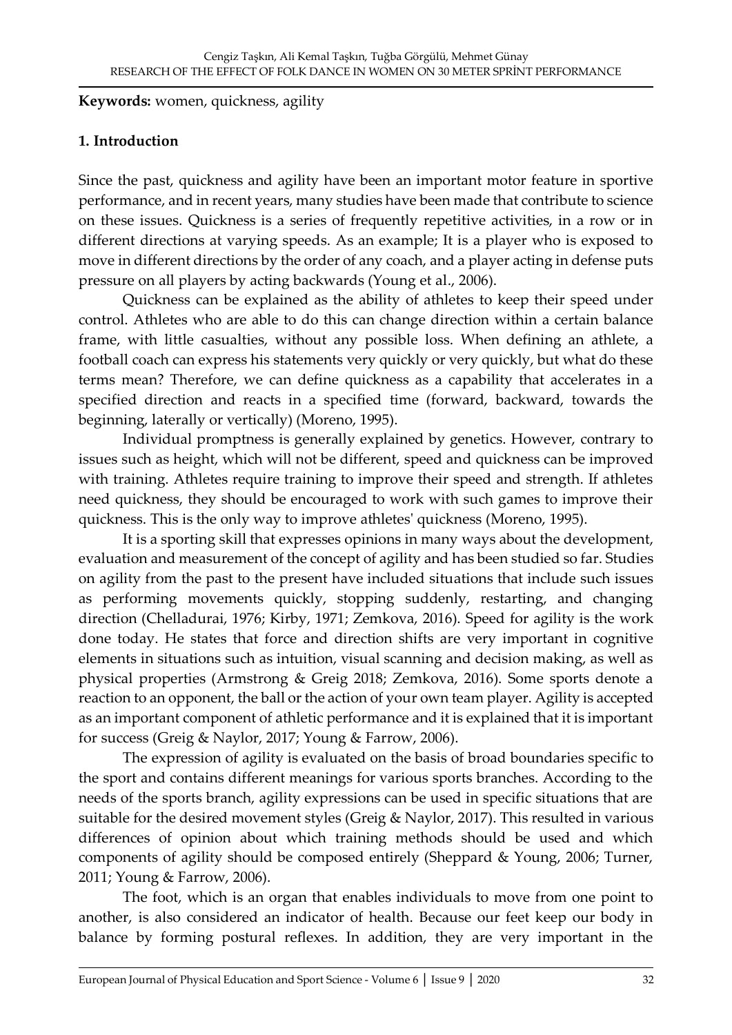**Keywords:** women, quickness, agility

## 1. Introduction

Since the past, quickness and agility have been an important motor feature in sportive performance, and in recent years, many studies have been made that contribute to science on these issues. Quickness is a series of frequently repetitive activities, in a row or in different directions at varying speeds. As an example; It is a player who is exposed to move in different directions by the order of any coach, and a player acting in defense puts pressure on all players by acting backwards (Young et al., 2006).

Quickness can be explained as the ability of athletes to keep their speed under control. Athletes who are able to do this can change direction within a certain balance frame, with little casualties, without any possible loss. When defining an athlete, a football coach can express his statements very quickly or very quickly, but what do these terms mean? Therefore, we can define quickness as a capability that accelerates in a specified direction and reacts in a specified time (forward, backward, towards the beginning, laterally or vertically) (Moreno, 1995).

Individual promptness is generally explained by genetics. However, contrary to issues such as height, which will not be different, speed and quickness can be improved with training. Athletes require training to improve their speed and strength. If athletes need quickness, they should be encouraged to work with such games to improve their quickness. This is the only way to improve athletes' quickness (Moreno, 1995).

It is a sporting skill that expresses opinions in many ways about the development, evaluation and measurement of the concept of agility and has been studied so far. Studies on agility from the past to the present have included situations that include such issues as performing movements quickly, stopping suddenly, restarting, and changing direction (Chelladurai, 1976; Kirby, 1971; Zemkova, 2016). Speed for agility is the work done today. He states that force and direction shifts are very important in cognitive elements in situations such as intuition, visual scanning and decision making, as well as physical properties (Armstrong & Greig 2018; Zemkova, 2016). Some sports denote a reaction to an opponent, the ball or the action of your own team player. Agility is accepted as an important component of athletic performance and it is explained that it is important for success (Greig & Naylor, 2017; Young & Farrow, 2006).

The expression of agility is evaluated on the basis of broad boundaries specific to the sport and contains different meanings for various sports branches. According to the needs of the sports branch, agility expressions can be used in specific situations that are suitable for the desired movement styles (Greig & Naylor, 2017). This resulted in various differences of opinion about which training methods should be used and which components of agility should be composed entirely (Sheppard & Young, 2006; Turner, 2011; Young & Farrow, 2006).

The foot, which is an organ that enables individuals to move from one point to another, is also considered an indicator of health. Because our feet keep our body in balance by forming postural reflexes. In addition, they are very important in the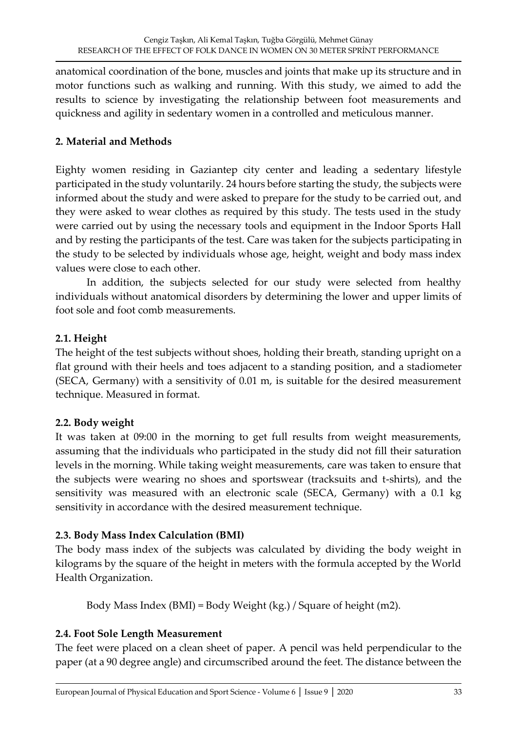anatomical coordination of the bone, muscles and joints that make up its structure and in motor functions such as walking and running. With this study, we aimed to add the results to science by investigating the relationship between foot measurements and quickness and agility in sedentary women in a controlled and meticulous manner.

## 2. Material and Methods

Eighty women residing in Gaziantep city center and leading a sedentary lifestyle participated in the study voluntarily. 24 hours before starting the study, the subjects were informed about the study and were asked to prepare for the study to be carried out, and they were asked to wear clothes as required by this study. The tests used in the study were carried out by using the necessary tools and equipment in the Indoor Sports Hall and by resting the participants of the test. Care was taken for the subjects participating in the study to be selected by individuals whose age, height, weight and body mass index values were close to each other.

In addition, the subjects selected for our study were selected from healthy individuals without anatomical disorders by determining the lower and upper limits of foot sole and foot comb measurements.

### 2.1. Height

The height of the test subjects without shoes, holding their breath, standing upright on a flat ground with their heels and toes adjacent to a standing position, and a stadiometer (SECA, Germany) with a sensitivity of 0.01 m, is suitable for the desired measurement technique. Measured in format.

### 2.2. Body weight

It was taken at 09:00 in the morning to get full results from weight measurements, assuming that the individuals who participated in the study did not fill their saturation levels in the morning. While taking weight measurements, care was taken to ensure that the subjects were wearing no shoes and sportswear (tracksuits and t-shirts), and the sensitivity was measured with an electronic scale (SECA, Germany) with a 0.1 kg sensitivity in accordance with the desired measurement technique.

### 2.3. Body Mass Index Calculation (BMI)

The body mass index of the subjects was calculated by dividing the body weight in kilograms by the square of the height in meters with the formula accepted by the World Health Organization.

Body Mass Index (BMI) = Body Weight (kg.) / Square of height ($m^2$).

### 2.4. Foot Sole Length Measurement

The feet were placed on a clean sheet of paper. A pencil was held perpendicular to the paper (at a 90 degree angle) and circumscribed around the feet. The distance between the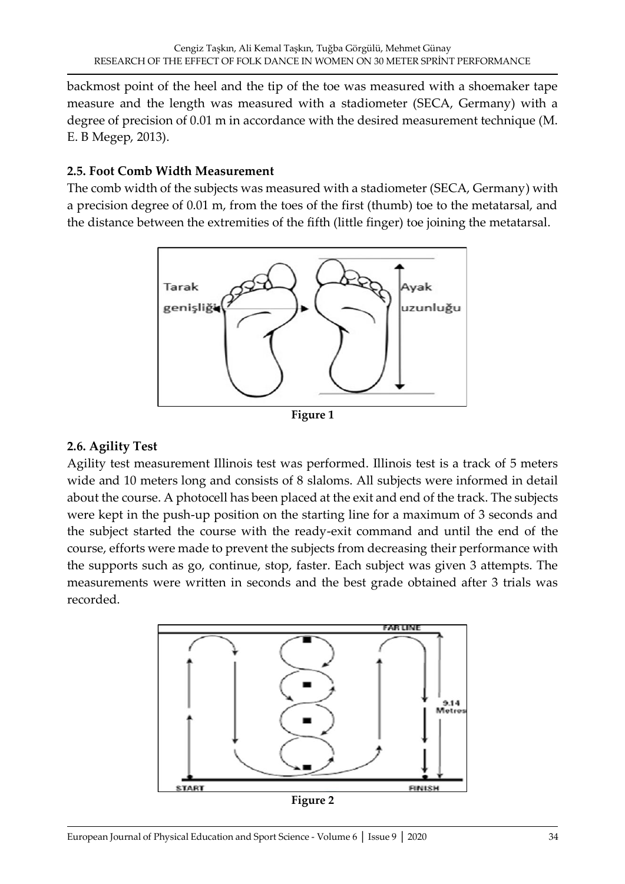backmost point of the heel and the tip of the toe was measured with a shoemaker tape measure and the length was measured with a stadiometer (SECA, Germany) with a degree of precision of 0.01 m in accordance with the desired measurement technique (M. E. B Megep, 2013).

### 2.5. Foot Comb Width Measurement

The comb width of the subjects was measured with a stadiometer (SECA, Germany) with a precision degree of 0.01 m, from the toes of the first (thumb) toe to the metatarsal, and the distance between the extremities of the fifth (little finger) toe joining the metatarsal.

**Figure 1**

### 2.6. Agility Test

Agility test measurement Illinois test was performed. Illinois test is a track of 5 meters wide and 10 meters long and consists of 8 slaloms. All subjects were informed in detail about the course. A photocell has been placed at the exit and end of the track. The subjects were kept in the push-up position on the starting line for a maximum of 3 seconds and the subject started the course with the ready-exit command and until the end of the course, efforts were made to prevent the subjects from decreasing their performance with the supports such as go, continue, stop, faster. Each subject was given 3 attempts. The measurements were written in seconds and the best grade obtained after 3 trials was recorded.

**Figure 2**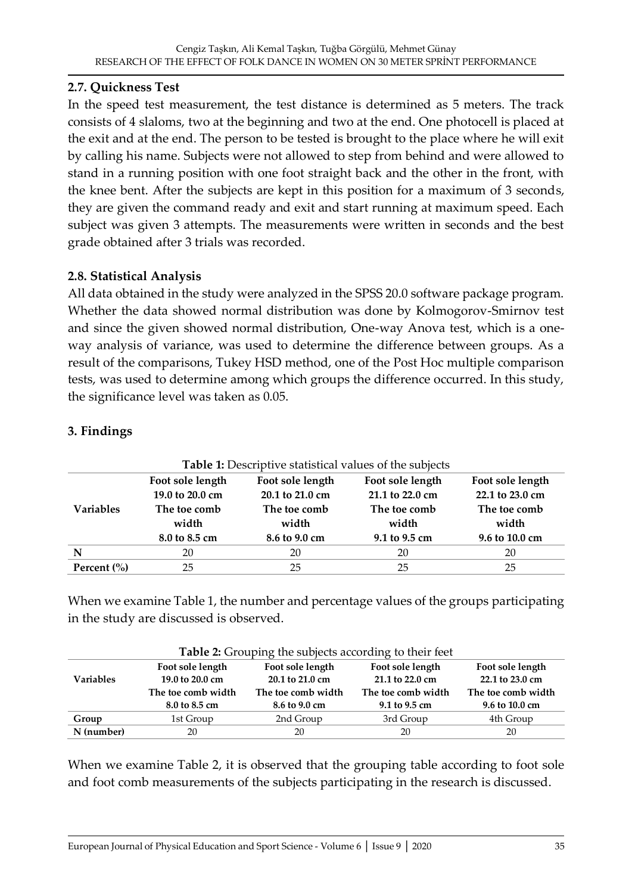### 2.7. Quickness Test

In the speed test measurement, the test distance is determined as 5 meters. The track consists of 4 slaloms, two at the beginning and two at the end. One photocell is placed at the exit and at the end. The person to be tested is brought to the place where he will exit by calling his name. Subjects were not allowed to step from behind and were allowed to stand in a running position with one foot straight back and the other in the front, with the knee bent. After the subjects are kept in this position for a maximum of 3 seconds, they are given the command ready and exit and start running at maximum speed. Each subject was given 3 attempts. The measurements were written in seconds and the best grade obtained after 3 trials was recorded.

### 2.8. Statistical Analysis

All data obtained in the study were analyzed in the SPSS 20.0 software package program. Whether the data showed normal distribution was done by Kolmogorov-Smirnov test and since the given showed normal distribution, One-way Anova test, which is a one-way analysis of variance, was used to determine the difference between groups. As a result of the comparisons, Tukey HSD method, one of the Post Hoc multiple comparison tests, was used to determine among which groups the difference occurred. In this study, the significance level was taken as 0.05.

## 3. Findings

**Table 1:** Descriptive statistical values of the subjects

| Variables | Foot sole length 19.0 to 20.0 cm The toe comb width 8.0 to 8.5 cm | Foot sole length 20.1 to 21.0 cm The toe comb width 8.6 to 9.0 cm | Foot sole length 21.1 to 22.0 cm The toe comb width 9.1 to 9.5 cm | Foot sole length 22.1 to 23.0 cm The toe comb width 9.6 to 10.0 cm |
|---|---|---|---|---|
| N | 20 | 20 | 20 | 20 |
| Percent (%) | 25 | 25 | 25 | 25 |

When we examine Table 1, the number and percentage values of the groups participating in the study are discussed is observed.

**Table 2:** Grouping the subjects according to their feet

| Variables | Foot sole length 19.0 to 20.0 cm The toe comb width 8.0 to 8.5 cm | Foot sole length 20.1 to 21.0 cm The toe comb width 8.6 to 9.0 cm | Foot sole length 21.1 to 22.0 cm The toe comb width 9.1 to 9.5 cm | Foot sole length 22.1 to 23.0 cm The toe comb width 9.6 to 10.0 cm |
|---|---|---|---|---|
| Group | 1st Group | 2nd Group | 3rd Group | 4th Group |
| N (number) | 20 | 20 | 20 | 20 |

When we examine Table 2, it is observed that the grouping table according to foot sole and foot comb measurements of the subjects participating in the research is discussed.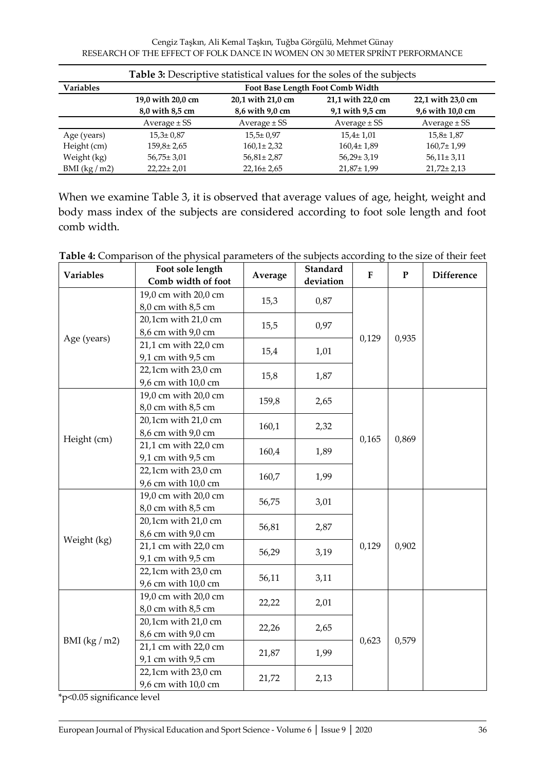**Table 3:** Descriptive statistical values for the soles of the subjects

| Variables | Foot Base Length Foot Comb Width | | | |
|---|---|---|---|---|
| | 19,0 with 20,0 cm 8,0 with 8,5 cm | 20,1 with 21,0 cm 8,6 with 9,0 cm | 21,1 with 22,0 cm 9,1 with 9,5 cm | 22,1 with 23,0 cm 9,6 with 10,0 cm |
| | Average ± SS | Average ± SS | Average ± SS | Average ± SS |
| Age (years) | 15,3± 0,87 | 15,5± 0,97 | 15,4± 1,01 | 15,8± 1,87 |
| Height (cm) | 159,8± 2,65 | 160,1± 2,32 | 160,4± 1,89 | 160,7± 1,99 |
| Weight (kg) | 56,75± 3,01 | 56,81± 2,87 | 56,29± 3,19 | 56,11± 3,11 |
| BMI (kg / m2) | 22,22± 2,01 | 22,16± 2,65 | 21,87± 1,99 | 21,72± 2,13 |

When we examine Table 3, it is observed that average values of age, height, weight and body mass index of the subjects are considered according to foot sole length and foot comb width.

**Table 4:** Comparison of the physical parameters of the subjects according to the size of their feet

| Variables | Foot sole length Comb width of foot | Average | Standard deviation | F | P | Difference |
|---|---|---|---|---|---|---|
| Age (years) | 19,0 cm with 20,0 cm 8,0 cm with 8,5 cm | 15,3 | 0,87 | 0,129 | 0,935 | |
| | 20,1cm with 21,0 cm 8,6 cm with 9,0 cm | 15,5 | 0,97 | | | |
| | 21,1 cm with 22,0 cm 9,1 cm with 9,5 cm | 15,4 | 1,01 | | | |
| | 22,1cm with 23,0 cm 9,6 cm with 10,0 cm | 15,8 | 1,87 | | | |
| Height (cm) | 19,0 cm with 20,0 cm 8,0 cm with 8,5 cm | 159,8 | 2,65 | 0,165 | 0,869 | |
| | 20,1cm with 21,0 cm 8,6 cm with 9,0 cm | 160,1 | 2,32 | | | |
| | 21,1 cm with 22,0 cm 9,1 cm with 9,5 cm | 160,4 | 1,89 | | | |
| | 22,1cm with 23,0 cm 9,6 cm with 10,0 cm | 160,7 | 1,99 | | | |
| Weight (kg) | 19,0 cm with 20,0 cm 8,0 cm with 8,5 cm | 56,75 | 3,01 | 0,129 | 0,902 | |
| | 20,1cm with 21,0 cm 8,6 cm with 9,0 cm | 56,81 | 2,87 | | | |
| | 21,1 cm with 22,0 cm 9,1 cm with 9,5 cm | 56,29 | 3,19 | | | |
| | 22,1cm with 23,0 cm 9,6 cm with 10,0 cm | 56,11 | 3,11 | | | |
| BMI (kg / m2) | 19,0 cm with 20,0 cm 8,0 cm with 8,5 cm | 22,22 | 2,01 | 0,623 | 0,579 | |
| | 20,1cm with 21,0 cm 8,6 cm with 9,0 cm | 22,26 | 2,65 | | | |
| | 21,1 cm with 22,0 cm 9,1 cm with 9,5 cm | 21,87 | 1,99 | | | |
| | 22,1cm with 23,0 cm 9,6 cm with 10,0 cm | 21,72 | 2,13 | | | |

*p<0.05 significance level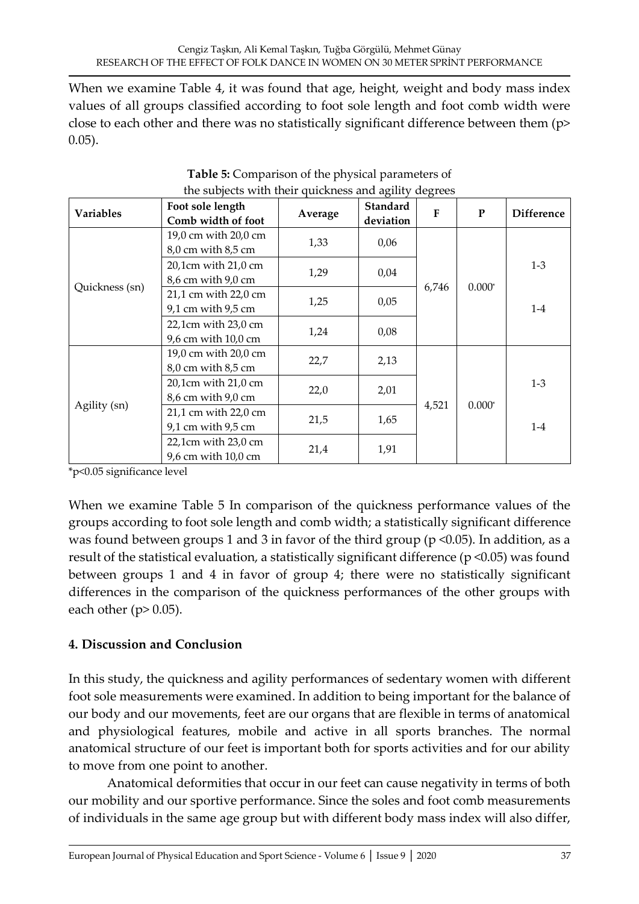When we examine Table 4, it was found that age, height, weight and body mass index values of all groups classified according to foot sole length and foot comb width were close to each other and there was no statistically significant difference between them ($p > 0.05$).

**Table 5:** Comparison of the physical parameters of the subjects with their quickness and agility degrees

| Variables | Foot sole length Comb width of foot | Average | Standard deviation | F | P | Difference |
|---|---|---|---|---|---|---|
| Quickness (sn) | 19,0 cm with 20,0 cm 8,0 cm with 8,5 cm | 1,33 | 0,06 | 6,746 | 0.000* | 1-3 1-4 |
| | 20,1cm with 21,0 cm 8,6 cm with 9,0 cm | 1,29 | 0,04 | | | |
| | 21,1 cm with 22,0 cm 9,1 cm with 9,5 cm | 1,25 | 0,05 | | | |
| | 22,1cm with 23,0 cm 9,6 cm with 10,0 cm | 1,24 | 0,08 | | | |
| Agility (sn) | 19,0 cm with 20,0 cm 8,0 cm with 8,5 cm | 22,7 | 2,13 | 4,521 | 0.000* | 1-3 1-4 |
| | 20,1cm with 21,0 cm 8,6 cm with 9,0 cm | 22,0 | 2,01 | | | |
| | 21,1 cm with 22,0 cm 9,1 cm with 9,5 cm | 21,5 | 1,65 | | | |
| | 22,1cm with 23,0 cm 9,6 cm with 10,0 cm | 21,4 | 1,91 | | | |

*$p<0.05$ significance level

When we examine Table 5 In comparison of the quickness performance values of the groups according to foot sole length and comb width; a statistically significant difference was found between groups 1 and 3 in favor of the third group ($p < 0.05$). In addition, as a result of the statistical evaluation, a statistically significant difference ($p < 0.05$) was found between groups 1 and 4 in favor of group 4; there were no statistically significant differences in the comparison of the quickness performances of the other groups with each other ($p > 0.05$).

## 4. Discussion and Conclusion

In this study, the quickness and agility performances of sedentary women with different foot sole measurements were examined. In addition to being important for the balance of our body and our movements, feet are our organs that are flexible in terms of anatomical and physiological features, mobile and active in all sports branches. The normal anatomical structure of our feet is important both for sports activities and for our ability to move from one point to another.

Anatomical deformities that occur in our feet can cause negativity in terms of both our mobility and our sportive performance. Since the soles and foot comb measurements of individuals in the same age group but with different body mass index will also differ,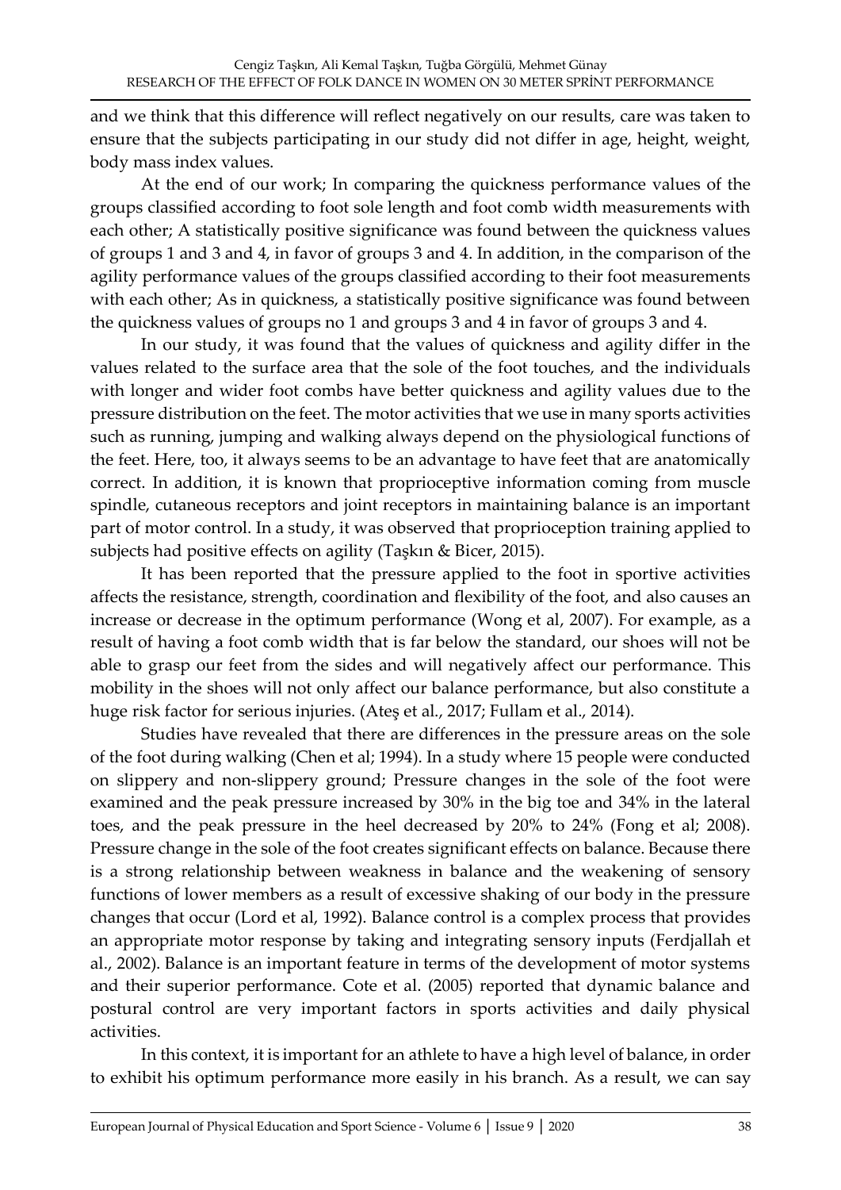and we think that this difference will reflect negatively on our results, care was taken to ensure that the subjects participating in our study did not differ in age, height, weight, body mass index values.

At the end of our work; In comparing the quickness performance values of the groups classified according to foot sole length and foot comb width measurements with each other; A statistically positive significance was found between the quickness values of groups 1 and 3 and 4, in favor of groups 3 and 4. In addition, in the comparison of the agility performance values of the groups classified according to their foot measurements with each other; As in quickness, a statistically positive significance was found between the quickness values of groups no 1 and groups 3 and 4 in favor of groups 3 and 4.

In our study, it was found that the values of quickness and agility differ in the values related to the surface area that the sole of the foot touches, and the individuals with longer and wider foot combs have better quickness and agility values due to the pressure distribution on the feet. The motor activities that we use in many sports activities such as running, jumping and walking always depend on the physiological functions of the feet. Here, too, it always seems to be an advantage to have feet that are anatomically correct. In addition, it is known that proprioceptive information coming from muscle spindle, cutaneous receptors and joint receptors in maintaining balance is an important part of motor control. In a study, it was observed that proprioception training applied to subjects had positive effects on agility (Taşkın & Bicer, 2015).

It has been reported that the pressure applied to the foot in sportive activities affects the resistance, strength, coordination and flexibility of the foot, and also causes an increase or decrease in the optimum performance (Wong et al, 2007). For example, as a result of having a foot comb width that is far below the standard, our shoes will not be able to grasp our feet from the sides and will negatively affect our performance. This mobility in the shoes will not only affect our balance performance, but also constitute a huge risk factor for serious injuries. (Ateş et al., 2017; Fullam et al., 2014).

Studies have revealed that there are differences in the pressure areas on the sole of the foot during walking (Chen et al; 1994). In a study where 15 people were conducted on slippery and non-slippery ground; Pressure changes in the sole of the foot were examined and the peak pressure increased by 30% in the big toe and 34% in the lateral toes, and the peak pressure in the heel decreased by 20% to 24% (Fong et al; 2008). Pressure change in the sole of the foot creates significant effects on balance. Because there is a strong relationship between weakness in balance and the weakening of sensory functions of lower members as a result of excessive shaking of our body in the pressure changes that occur (Lord et al, 1992). Balance control is a complex process that provides an appropriate motor response by taking and integrating sensory inputs (Ferdjallah et al., 2002). Balance is an important feature in terms of the development of motor systems and their superior performance. Cote et al. (2005) reported that dynamic balance and postural control are very important factors in sports activities and daily physical activities.

In this context, it is important for an athlete to have a high level of balance, in order to exhibit his optimum performance more easily in his branch. As a result, we can say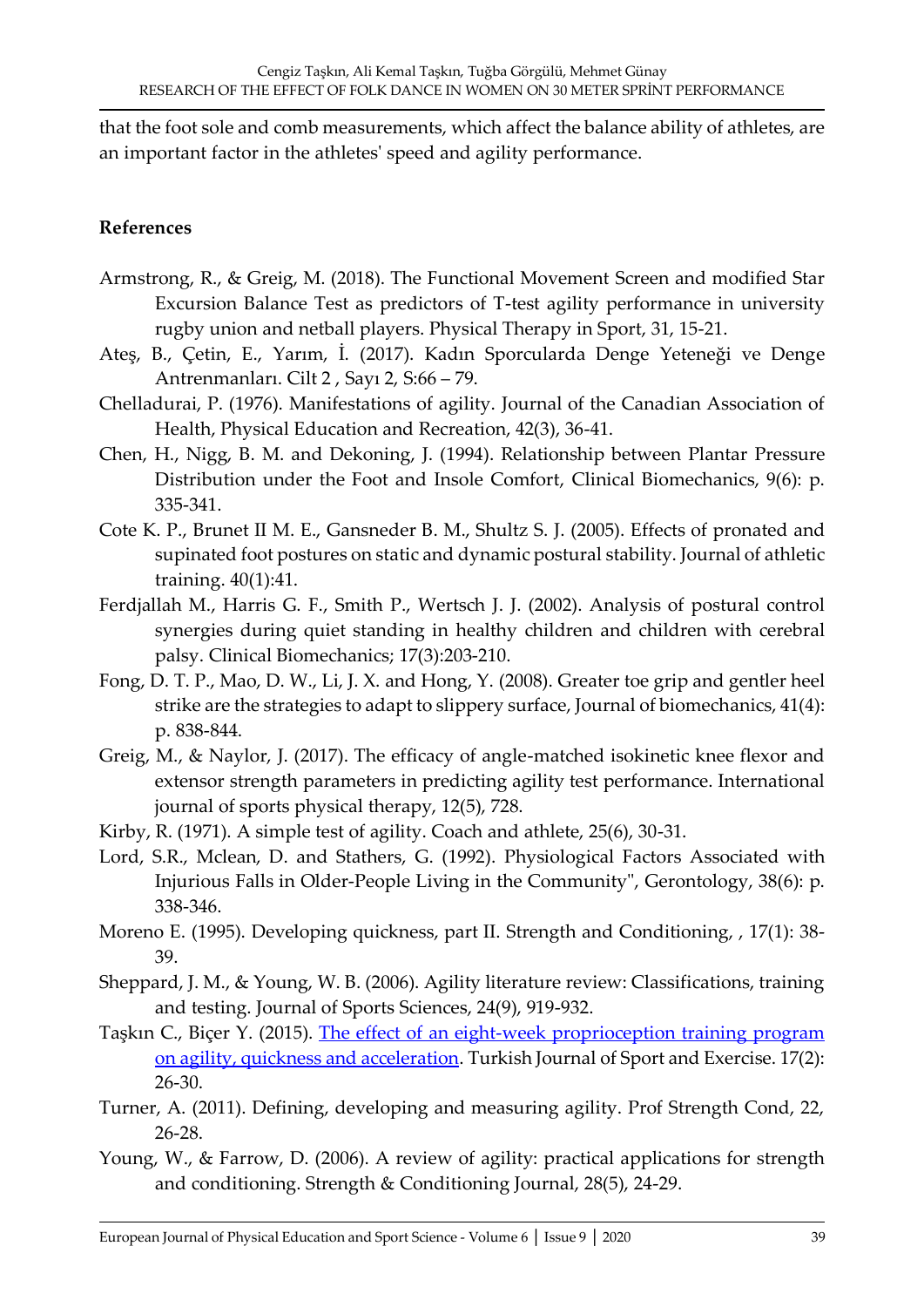that the foot sole and comb measurements, which affect the balance ability of athletes, are an important factor in the athletes' speed and agility performance.

## References

Armstrong, R., & Greig, M. (2018). The Functional Movement Screen and modified Star Excursion Balance Test as predictors of T-test agility performance in university rugby union and netball players. Physical Therapy in Sport, 31, 15-21.

Ateş, B., Çetin, E., Yarım, İ. (2017). Kadın Sporcularda Denge Yeteneği ve Denge Antrenmanları. Cilt 2 , Sayı 2, S:66 – 79.

Chelladurai, P. (1976). Manifestations of agility. Journal of the Canadian Association of Health, Physical Education and Recreation, 42(3), 36-41.

Chen, H., Nigg, B. M. and Dekoning, J. (1994). Relationship between Plantar Pressure Distribution under the Foot and Insole Comfort, Clinical Biomechanics, 9(6): p. 335-341.

Cote K. P., Brunet II M. E., Gansneder B. M., Shultz S. J. (2005). Effects of pronated and supinated foot postures on static and dynamic postural stability. Journal of athletic training. 40(1):41.

Ferdjallah M., Harris G. F., Smith P., Wertsch J. J. (2002). Analysis of postural control synergies during quiet standing in healthy children and children with cerebral palsy. Clinical Biomechanics; 17(3):203-210.

Fong, D. T. P., Mao, D. W., Li, J. X. and Hong, Y. (2008). Greater toe grip and gentler heel strike are the strategies to adapt to slippery surface, Journal of biomechanics, 41(4): p. 838-844.

Greig, M., & Naylor, J. (2017). The efficacy of angle-matched isokinetic knee flexor and extensor strength parameters in predicting agility test performance. International journal of sports physical therapy, 12(5), 728.

Kirby, R. (1971). A simple test of agility. Coach and athlete, 25(6), 30-31.

Lord, S.R., Mclean, D. and Stathers, G. (1992). Physiological Factors Associated with Injurious Falls in Older-People Living in the Community", Gerontology, 38(6): p. 338-346.

Moreno E. (1995). Developing quickness, part II. Strength and Conditioning, , 17(1): 38-39.

Sheppard, J. M., & Young, W. B. (2006). Agility literature review: Classifications, training and testing. Journal of Sports Sciences, 24(9), 919-932.

Taşkın C., Biçer Y. (2015). The effect of an eight-week proprioception training program on agility, quickness and acceleration. Turkish Journal of Sport and Exercise. 17(2): 26-30.

Turner, A. (2011). Defining, developing and measuring agility. Prof Strength Cond, 22, 26-28.

Young, W., & Farrow, D. (2006). A review of agility: practical applications for strength and conditioning. Strength & Conditioning Journal, 28(5), 24-29.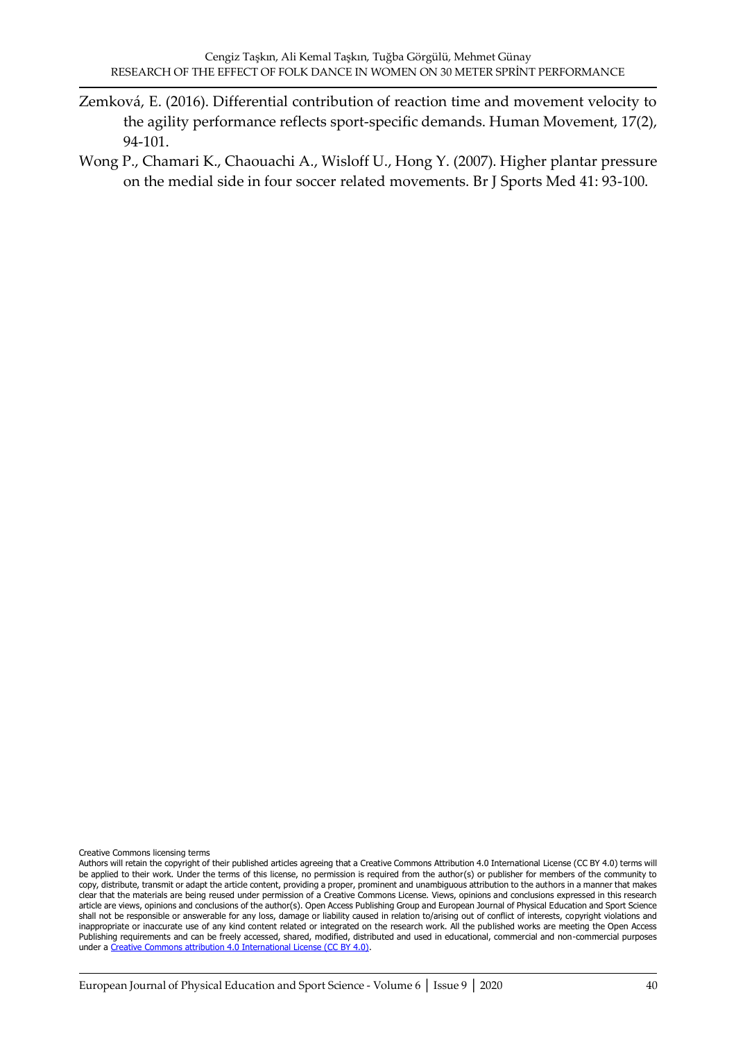Zemková, E. (2016). Differential contribution of reaction time and movement velocity to the agility performance reflects sport-specific demands. Human Movement, 17(2), 94-101.

Wong P., Chamari K., Chaouachi A., Wisloff U., Hong Y. (2007). Higher plantar pressure on the medial side in four soccer related movements. Br J Sports Med 41: 93-100.

Creative Commons licensing terms

Authors will retain the copyright of their published articles agreeing that a Creative Commons Attribution 4.0 International License (CC BY 4.0) terms will be applied to their work. Under the terms of this license, no permission is required from the author(s) or publisher for members of the community to copy, distribute, transmit or adapt the article content, providing a proper, prominent and unambiguous attribution to the authors in a manner that makes clear that the materials are being reused under permission of a Creative Commons License. Views, opinions and conclusions expressed in this research article are views, opinions and conclusions of the author(s). Open Access Publishing Group and European Journal of Physical Education and Sport Science shall not be responsible or answerable for any loss, damage or liability caused in relation to/arising out of conflict of interests, copyright violations and inappropriate or inaccurate use of any kind content related or integrated on the research work. All the published works are meeting the Open Access Publishing requirements and can be freely accessed, shared, modified, distributed and used in educational, commercial and non-commercial purposes under a [Creative Commons attribution 4.0 International License (CC BY 4.0)](https://creativecommons.org/licenses/by/4.0/).